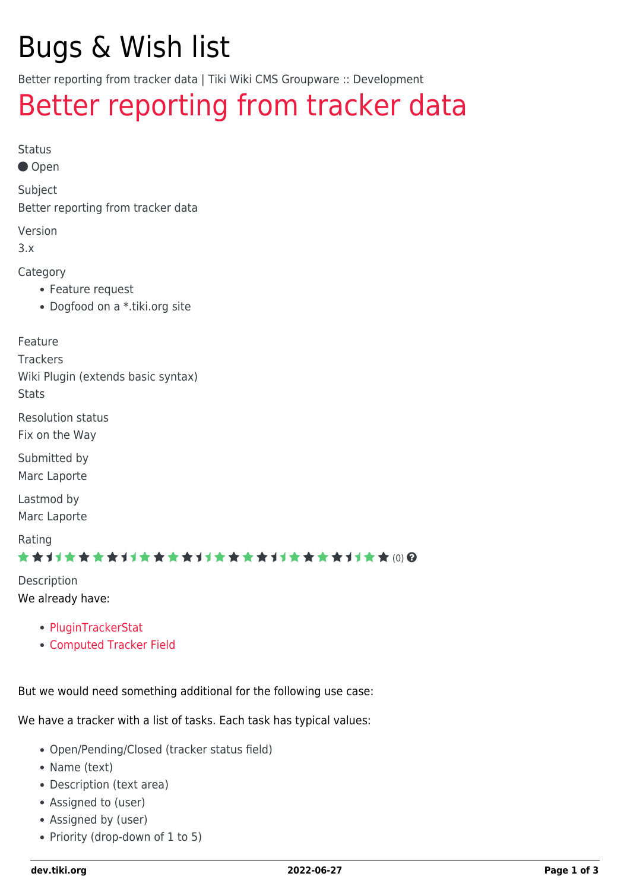# Bugs & Wish list

Better reporting from tracker data | Tiki Wiki CMS Groupware :: Development

## Better reporting from tracker data

Status

● Open

Subject

Better reporting from tracker data

Version

3.x

Category

- Feature request
- Dogfood on a *.tiki.org site

Feature

Trackers

Wiki Plugin (extends basic syntax)

Stats

Resolution status

Fix on the Way

Submitted by

Marc Laporte

Lastmod by

Marc Laporte

Rating

(0)

Description

We already have:

- PluginTrackerStat
- Computed Tracker Field

But we would need something additional for the following use case:

We have a tracker with a list of tasks. Each task has typical values:

- Open/Pending/Closed (tracker status field)
- Name (text)
- Description (text area)
- Assigned to (user)
- Assigned by (user)
- Priority (drop-down of 1 to 5)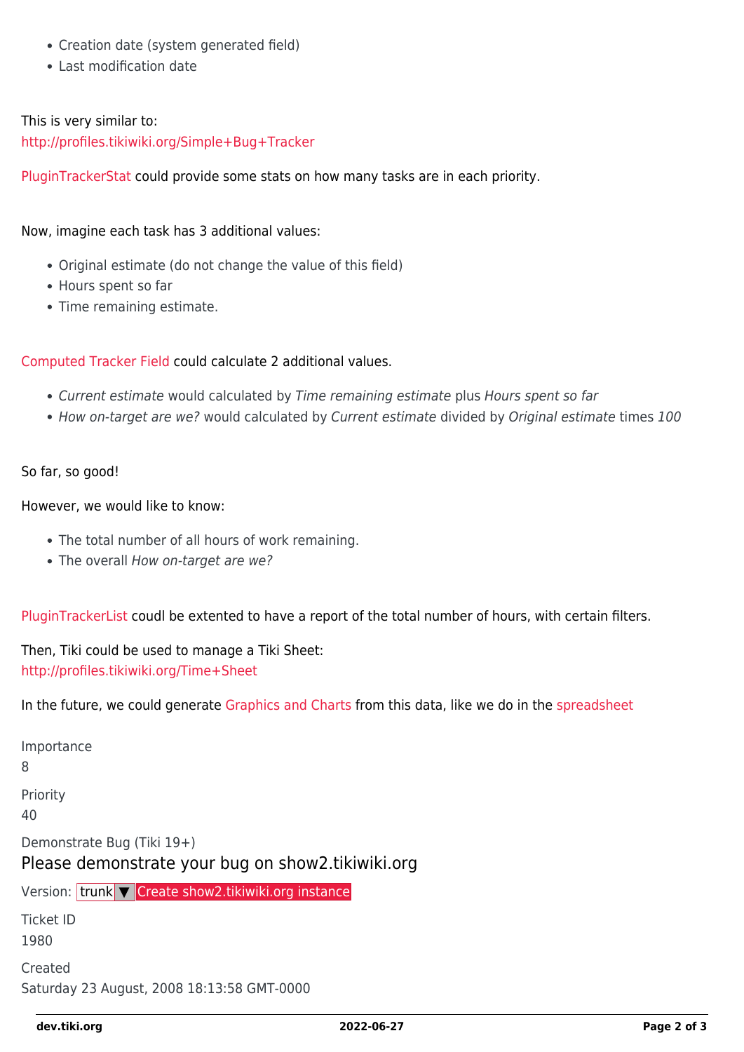- Creation date (system generated field)
- Last modification date

This is very similar to:
http://profiles.tikiwiki.org/Simple+Bug+Tracker

PluginTrackerStat could provide some stats on how many tasks are in each priority.

Now, imagine each task has 3 additional values:

- Original estimate (do not change the value of this field)
- Hours spent so far
- Time remaining estimate.

Computed Tracker Field could calculate 2 additional values.

- *Current estimate* would calculated by *Time remaining estimate* plus *Hours spent so far*
- *How on-target are we?* would calculated by *Current estimate* divided by *Original estimate* times *100*

So far, so good!

However, we would like to know:

- The total number of all hours of work remaining.
- The overall *How on-target are we?*

PluginTrackerList coudl be extented to have a report of the total number of hours, with certain filters.

Then, Tiki could be used to manage a Tiki Sheet:
http://profiles.tikiwiki.org/Time+Sheet

In the future, we could generate Graphics and Charts from this data, like we do in the spreadsheet

Importance
8

Priority
40

Demonstrate Bug (Tiki 19+)

Please demonstrate your bug on show2.tikiwiki.org

Version: trunk ▼ Create show2.tikiwiki.org instance

Ticket ID
1980

Created
Saturday 23 August, 2008 18:13:58 GMT-0000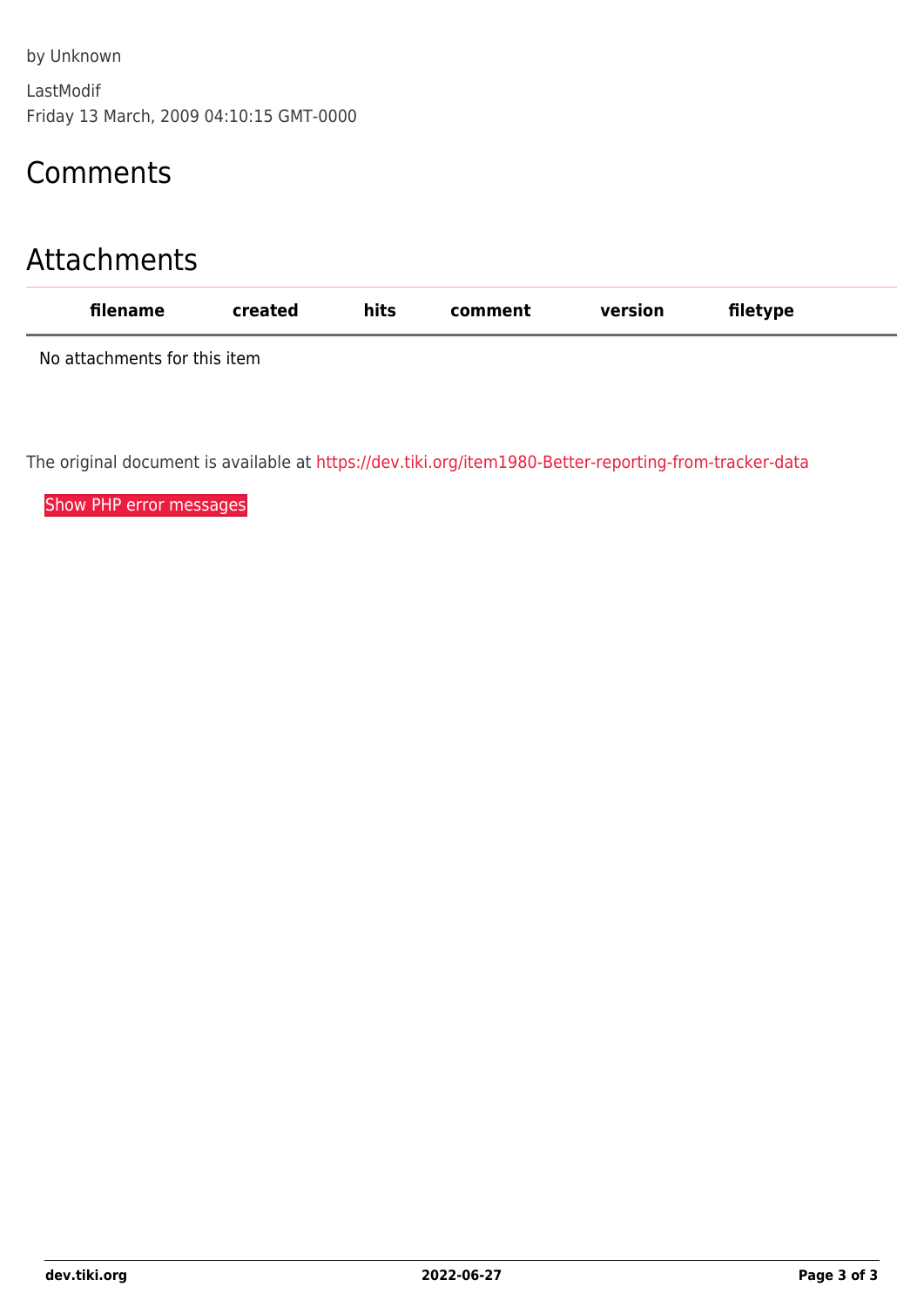by Unknown

LastModif
Friday 13 March, 2009 04:10:15 GMT-0000

## Comments

## Attachments

| filename | created | hits | comment | version | filetype |
|---|---|---|---|---|---|
| No attachments for this item | | | | | |

The original document is available at https://dev.tiki.org/item1980-Better-reporting-from-tracker-data

Show PHP error messages